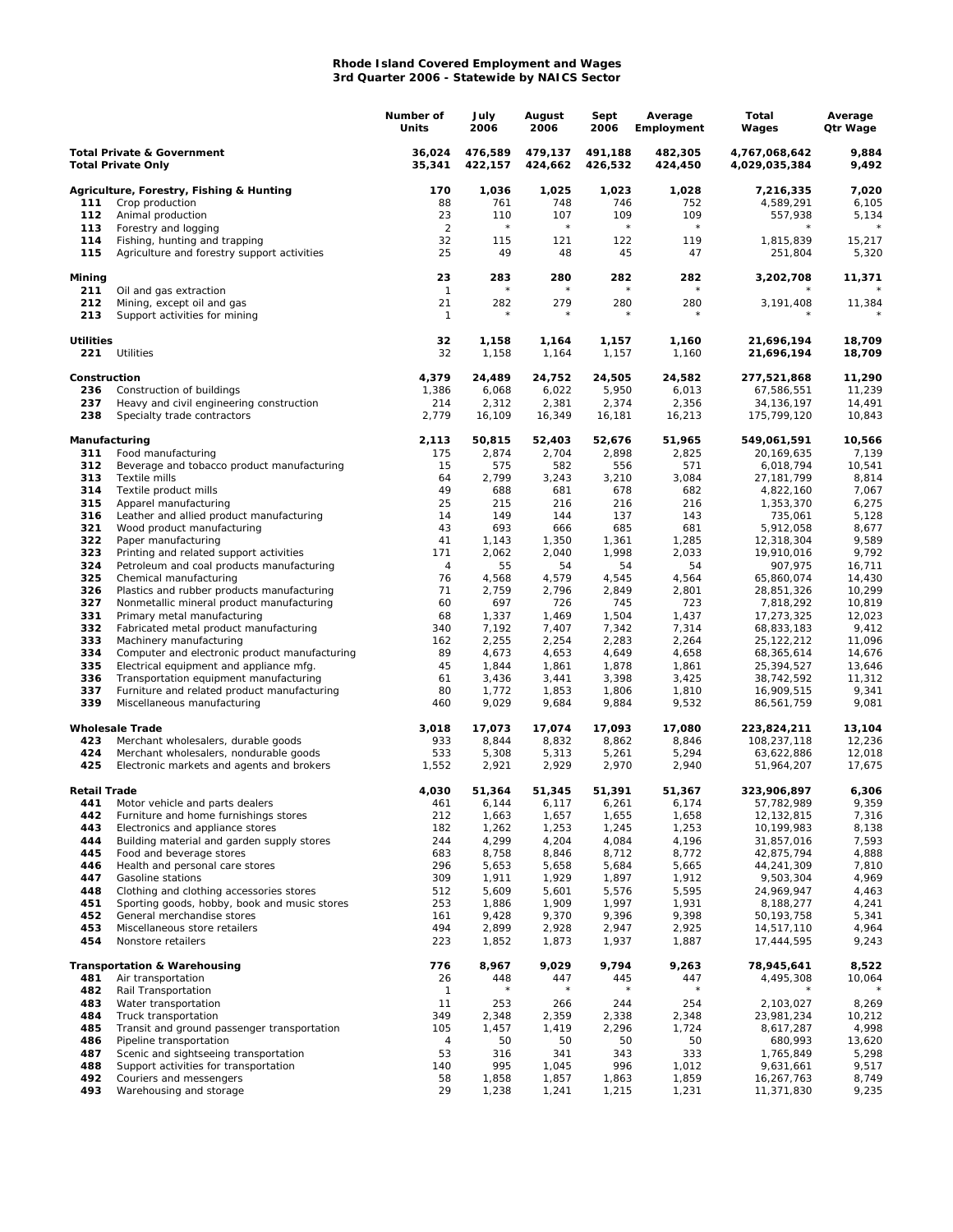# Rhode Island Covered Employment and Wages
## 3rd Quarter 2006 - Statewide by NAICS Sector

| | | Number of Units | July 2006 | August 2006 | Sept 2006 | Average Employment | Total Wages | Average Qtr Wage |
|---|---|---|---|---|---|---|---|---|
| **Total Private & Government** | | **36,024** | **476,589** | **479,137** | **491,188** | **482,305** | **4,767,068,642** | **9,884** |
| **Total Private Only** | | **35,341** | **422,157** | **424,662** | **426,532** | **424,450** | **4,029,035,384** | **9,492** |
| **Agriculture, Forestry, Fishing & Hunting** | | **170** | **1,036** | **1,025** | **1,023** | **1,028** | **7,216,335** | **7,020** |
| **111** | Crop production | 88 | 761 | 748 | 746 | 752 | 4,589,291 | 6,105 |
| **112** | Animal production | 23 | 110 | 107 | 109 | 109 | 557,938 | 5,134 |
| **113** | Forestry and logging | 2 | * | * | * | * | * | * |
| **114** | Fishing, hunting and trapping | 32 | 115 | 121 | 122 | 119 | 1,815,839 | 15,217 |
| **115** | Agriculture and forestry support activities | 25 | 49 | 48 | 45 | 47 | 251,804 | 5,320 |
| **Mining** | | **23** | **283** | **280** | **282** | **282** | **3,202,708** | **11,371** |
| **211** | Oil and gas extraction | 1 | * | * | * | * | * | * |
| **212** | Mining, except oil and gas | 21 | 282 | 279 | 280 | 280 | 3,191,408 | 11,384 |
| **213** | Support activities for mining | 1 | * | * | * | * | * | * |
| **Utilities** | | **32** | **1,158** | **1,164** | **1,157** | **1,160** | **21,696,194** | **18,709** |
| **221** | Utilities | 32 | 1,158 | 1,164 | 1,157 | 1,160 | 21,696,194 | 18,709 |
| **Construction** | | **4,379** | **24,489** | **24,752** | **24,505** | **24,582** | **277,521,868** | **11,290** |
| **236** | Construction of buildings | 1,386 | 6,068 | 6,022 | 5,950 | 6,013 | 67,586,551 | 11,239 |
| **237** | Heavy and civil engineering construction | 214 | 2,312 | 2,381 | 2,374 | 2,356 | 34,136,197 | 14,491 |
| **238** | Specialty trade contractors | 2,779 | 16,109 | 16,349 | 16,181 | 16,213 | 175,799,120 | 10,843 |
| **Manufacturing** | | **2,113** | **50,815** | **52,403** | **52,676** | **51,965** | **549,061,591** | **10,566** |
| **311** | Food manufacturing | 175 | 2,874 | 2,704 | 2,898 | 2,825 | 20,169,635 | 7,139 |
| **312** | Beverage and tobacco product manufacturing | 15 | 575 | 582 | 556 | 571 | 6,018,794 | 10,541 |
| **313** | Textile mills | 64 | 2,799 | 3,243 | 3,210 | 3,084 | 27,181,799 | 8,814 |
| **314** | Textile product mills | 49 | 688 | 681 | 678 | 682 | 4,822,160 | 7,067 |
| **315** | Apparel manufacturing | 25 | 215 | 216 | 216 | 216 | 1,353,370 | 6,275 |
| **316** | Leather and allied product manufacturing | 14 | 149 | 144 | 137 | 143 | 735,061 | 5,128 |
| **321** | Wood product manufacturing | 43 | 693 | 666 | 685 | 681 | 5,912,058 | 8,677 |
| **322** | Paper manufacturing | 41 | 1,143 | 1,350 | 1,361 | 1,285 | 12,318,304 | 9,589 |
| **323** | Printing and related support activities | 171 | 2,062 | 2,040 | 1,998 | 2,033 | 19,910,016 | 9,792 |
| **324** | Petroleum and coal products manufacturing | 4 | 55 | 54 | 54 | 54 | 907,975 | 16,711 |
| **325** | Chemical manufacturing | 76 | 4,568 | 4,579 | 4,545 | 4,564 | 65,860,074 | 14,430 |
| **326** | Plastics and rubber products manufacturing | 71 | 2,759 | 2,796 | 2,849 | 2,801 | 28,851,326 | 10,299 |
| **327** | Nonmetallic mineral product manufacturing | 60 | 697 | 726 | 745 | 723 | 7,818,292 | 10,819 |
| **331** | Primary metal manufacturing | 68 | 1,337 | 1,469 | 1,504 | 1,437 | 17,273,325 | 12,023 |
| **332** | Fabricated metal product manufacturing | 340 | 7,192 | 7,407 | 7,342 | 7,314 | 68,833,183 | 9,412 |
| **333** | Machinery manufacturing | 162 | 2,255 | 2,254 | 2,283 | 2,264 | 25,122,212 | 11,096 |
| **334** | Computer and electronic product manufacturing | 89 | 4,673 | 4,653 | 4,649 | 4,658 | 68,365,614 | 14,676 |
| **335** | Electrical equipment and appliance mfg. | 45 | 1,844 | 1,861 | 1,878 | 1,861 | 25,394,527 | 13,646 |
| **336** | Transportation equipment manufacturing | 61 | 3,436 | 3,441 | 3,398 | 3,425 | 38,742,592 | 11,312 |
| **337** | Furniture and related product manufacturing | 80 | 1,772 | 1,853 | 1,806 | 1,810 | 16,909,515 | 9,341 |
| **339** | Miscellaneous manufacturing | 460 | 9,029 | 9,684 | 9,884 | 9,532 | 86,561,759 | 9,081 |
| **Wholesale Trade** | | **3,018** | **17,073** | **17,074** | **17,093** | **17,080** | **223,824,211** | **13,104** |
| **423** | Merchant wholesalers, durable goods | 933 | 8,844 | 8,832 | 8,862 | 8,846 | 108,237,118 | 12,236 |
| **424** | Merchant wholesalers, nondurable goods | 533 | 5,308 | 5,313 | 5,261 | 5,294 | 63,622,886 | 12,018 |
| **425** | Electronic markets and agents and brokers | 1,552 | 2,921 | 2,929 | 2,970 | 2,940 | 51,964,207 | 17,675 |
| **Retail Trade** | | **4,030** | **51,364** | **51,345** | **51,391** | **51,367** | **323,906,897** | **6,306** |
| **441** | Motor vehicle and parts dealers | 461 | 6,144 | 6,117 | 6,261 | 6,174 | 57,782,989 | 9,359 |
| **442** | Furniture and home furnishings stores | 212 | 1,663 | 1,657 | 1,655 | 1,658 | 12,132,815 | 7,316 |
| **443** | Electronics and appliance stores | 182 | 1,262 | 1,253 | 1,245 | 1,253 | 10,199,983 | 8,138 |
| **444** | Building material and garden supply stores | 244 | 4,299 | 4,204 | 4,084 | 4,196 | 31,857,016 | 7,593 |
| **445** | Food and beverage stores | 683 | 8,758 | 8,846 | 8,712 | 8,772 | 42,875,794 | 4,888 |
| **446** | Health and personal care stores | 296 | 5,653 | 5,658 | 5,684 | 5,665 | 44,241,309 | 7,810 |
| **447** | Gasoline stations | 309 | 1,911 | 1,929 | 1,897 | 1,912 | 9,503,304 | 4,969 |
| **448** | Clothing and clothing accessories stores | 512 | 5,609 | 5,601 | 5,576 | 5,595 | 24,969,947 | 4,463 |
| **451** | Sporting goods, hobby, book and music stores | 253 | 1,886 | 1,909 | 1,997 | 1,931 | 8,188,277 | 4,241 |
| **452** | General merchandise stores | 161 | 9,428 | 9,370 | 9,396 | 9,398 | 50,193,758 | 5,341 |
| **453** | Miscellaneous store retailers | 494 | 2,899 | 2,928 | 2,947 | 2,925 | 14,517,110 | 4,964 |
| **454** | Nonstore retailers | 223 | 1,852 | 1,873 | 1,937 | 1,887 | 17,444,595 | 9,243 |
| **Transportation & Warehousing** | | **776** | **8,967** | **9,029** | **9,794** | **9,263** | **78,945,641** | **8,522** |
| **481** | Air transportation | 26 | 448 | 447 | 445 | 447 | 4,495,308 | 10,064 |
| **482** | Rail Transportation | 1 | * | * | * | * | * | * |
| **483** | Water transportation | 11 | 253 | 266 | 244 | 254 | 2,103,027 | 8,269 |
| **484** | Truck transportation | 349 | 2,348 | 2,359 | 2,338 | 2,348 | 23,981,234 | 10,212 |
| **485** | Transit and ground passenger transportation | 105 | 1,457 | 1,419 | 2,296 | 1,724 | 8,617,287 | 4,998 |
| **486** | Pipeline transportation | 4 | 50 | 50 | 50 | 50 | 680,993 | 13,620 |
| **487** | Scenic and sightseeing transportation | 53 | 316 | 341 | 343 | 333 | 1,765,849 | 5,298 |
| **488** | Support activities for transportation | 140 | 995 | 1,045 | 996 | 1,012 | 9,631,661 | 9,517 |
| **492** | Couriers and messengers | 58 | 1,858 | 1,857 | 1,863 | 1,859 | 16,267,763 | 8,749 |
| **493** | Warehousing and storage | 29 | 1,238 | 1,241 | 1,215 | 1,231 | 11,371,830 | 9,235 |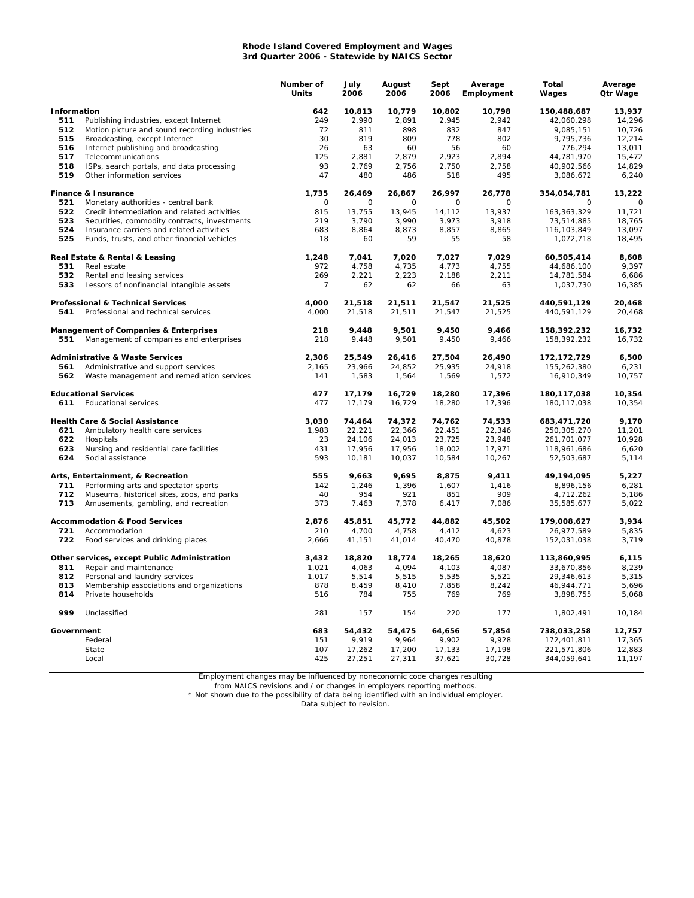**Rhode Island Covered Employment and Wages**
**3rd Quarter 2006 - Statewide by NAICS Sector**

| | | Number of Units | July 2006 | August 2006 | Sept 2006 | Average Employment | Total Wages | Average Qtr Wage |
|---|---|---|---|---|---|---|---|---|
| **Information** | | **642** | **10,813** | **10,779** | **10,802** | **10,798** | **150,488,687** | **13,937** |
| 511 | Publishing industries, except Internet | 249 | 2,990 | 2,891 | 2,945 | 2,942 | 42,060,298 | 14,296 |
| 512 | Motion picture and sound recording industries | 72 | 811 | 898 | 832 | 847 | 9,085,151 | 10,726 |
| 515 | Broadcasting, except Internet | 30 | 819 | 809 | 778 | 802 | 9,795,736 | 12,214 |
| 516 | Internet publishing and broadcasting | 26 | 63 | 60 | 56 | 60 | 776,294 | 13,011 |
| 517 | Telecommunications | 125 | 2,881 | 2,879 | 2,923 | 2,894 | 44,781,970 | 15,472 |
| 518 | ISPs, search portals, and data processing | 93 | 2,769 | 2,756 | 2,750 | 2,758 | 40,902,566 | 14,829 |
| 519 | Other information services | 47 | 480 | 486 | 518 | 495 | 3,086,672 | 6,240 |
| **Finance & Insurance** | | **1,735** | **26,469** | **26,867** | **26,997** | **26,778** | **354,054,781** | **13,222** |
| 521 | Monetary authorities - central bank | 0 | 0 | 0 | 0 | 0 | 0 | 0 |
| 522 | Credit intermediation and related activities | 815 | 13,755 | 13,945 | 14,112 | 13,937 | 163,363,329 | 11,721 |
| 523 | Securities, commodity contracts, investments | 219 | 3,790 | 3,990 | 3,973 | 3,918 | 73,514,885 | 18,765 |
| 524 | Insurance carriers and related activities | 683 | 8,864 | 8,873 | 8,857 | 8,865 | 116,103,849 | 13,097 |
| 525 | Funds, trusts, and other financial vehicles | 18 | 60 | 59 | 55 | 58 | 1,072,718 | 18,495 |
| **Real Estate & Rental & Leasing** | | **1,248** | **7,041** | **7,020** | **7,027** | **7,029** | **60,505,414** | **8,608** |
| 531 | Real estate | 972 | 4,758 | 4,735 | 4,773 | 4,755 | 44,686,100 | 9,397 |
| 532 | Rental and leasing services | 269 | 2,221 | 2,223 | 2,188 | 2,211 | 14,781,584 | 6,686 |
| 533 | Lessors of nonfinancial intangible assets | 7 | 62 | 62 | 66 | 63 | 1,037,730 | 16,385 |
| **Professional & Technical Services** | | **4,000** | **21,518** | **21,511** | **21,547** | **21,525** | **440,591,129** | **20,468** |
| 541 | Professional and technical services | 4,000 | 21,518 | 21,511 | 21,547 | 21,525 | 440,591,129 | 20,468 |
| **Management of Companies & Enterprises** | | **218** | **9,448** | **9,501** | **9,450** | **9,466** | **158,392,232** | **16,732** |
| 551 | Management of companies and enterprises | 218 | 9,448 | 9,501 | 9,450 | 9,466 | 158,392,232 | 16,732 |
| **Administrative & Waste Services** | | **2,306** | **25,549** | **26,416** | **27,504** | **26,490** | **172,172,729** | **6,500** |
| 561 | Administrative and support services | 2,165 | 23,966 | 24,852 | 25,935 | 24,918 | 155,262,380 | 6,231 |
| 562 | Waste management and remediation services | 141 | 1,583 | 1,564 | 1,569 | 1,572 | 16,910,349 | 10,757 |
| **Educational Services** | | **477** | **17,179** | **16,729** | **18,280** | **17,396** | **180,117,038** | **10,354** |
| 611 | Educational services | 477 | 17,179 | 16,729 | 18,280 | 17,396 | 180,117,038 | 10,354 |
| **Health Care & Social Assistance** | | **3,030** | **74,464** | **74,372** | **74,762** | **74,533** | **683,471,720** | **9,170** |
| 621 | Ambulatory health care services | 1,983 | 22,221 | 22,366 | 22,451 | 22,346 | 250,305,270 | 11,201 |
| 622 | Hospitals | 23 | 24,106 | 24,013 | 23,725 | 23,948 | 261,701,077 | 10,928 |
| 623 | Nursing and residential care facilities | 431 | 17,956 | 17,956 | 18,002 | 17,971 | 118,961,686 | 6,620 |
| 624 | Social assistance | 593 | 10,181 | 10,037 | 10,584 | 10,267 | 52,503,687 | 5,114 |
| **Arts, Entertainment, & Recreation** | | **555** | **9,663** | **9,695** | **8,875** | **9,411** | **49,194,095** | **5,227** |
| 711 | Performing arts and spectator sports | 142 | 1,246 | 1,396 | 1,607 | 1,416 | 8,896,156 | 6,281 |
| 712 | Museums, historical sites, zoos, and parks | 40 | 954 | 921 | 851 | 909 | 4,712,262 | 5,186 |
| 713 | Amusements, gambling, and recreation | 373 | 7,463 | 7,378 | 6,417 | 7,086 | 35,585,677 | 5,022 |
| **Accommodation & Food Services** | | **2,876** | **45,851** | **45,772** | **44,882** | **45,502** | **179,008,627** | **3,934** |
| 721 | Accommodation | 210 | 4,700 | 4,758 | 4,412 | 4,623 | 26,977,589 | 5,835 |
| 722 | Food services and drinking places | 2,666 | 41,151 | 41,014 | 40,470 | 40,878 | 152,031,038 | 3,719 |
| **Other services, except Public Administration** | | **3,432** | **18,820** | **18,774** | **18,265** | **18,620** | **113,860,995** | **6,115** |
| 811 | Repair and maintenance | 1,021 | 4,063 | 4,094 | 4,103 | 4,087 | 33,670,856 | 8,239 |
| 812 | Personal and laundry services | 1,017 | 5,514 | 5,515 | 5,535 | 5,521 | 29,346,613 | 5,315 |
| 813 | Membership associations and organizations | 878 | 8,459 | 8,410 | 7,858 | 8,242 | 46,944,771 | 5,696 |
| 814 | Private households | 516 | 784 | 755 | 769 | 769 | 3,898,755 | 5,068 |
| 999 | Unclassified | 281 | 157 | 154 | 220 | 177 | 1,802,491 | 10,184 |
| **Government** | | **683** | **54,432** | **54,475** | **64,656** | **57,854** | **738,033,258** | **12,757** |
| | Federal | 151 | 9,919 | 9,964 | 9,902 | 9,928 | 172,401,811 | 17,365 |
| | State | 107 | 17,262 | 17,200 | 17,133 | 17,198 | 221,571,806 | 12,883 |
| | Local | 425 | 27,251 | 27,311 | 37,621 | 30,728 | 344,059,641 | 11,197 |

Employment changes may be influenced by noneconomic code changes resulting from NAICS revisions and / or changes in employers reporting methods.
* Not shown due to the possibility of data being identified with an individual employer.
Data subject to revision.